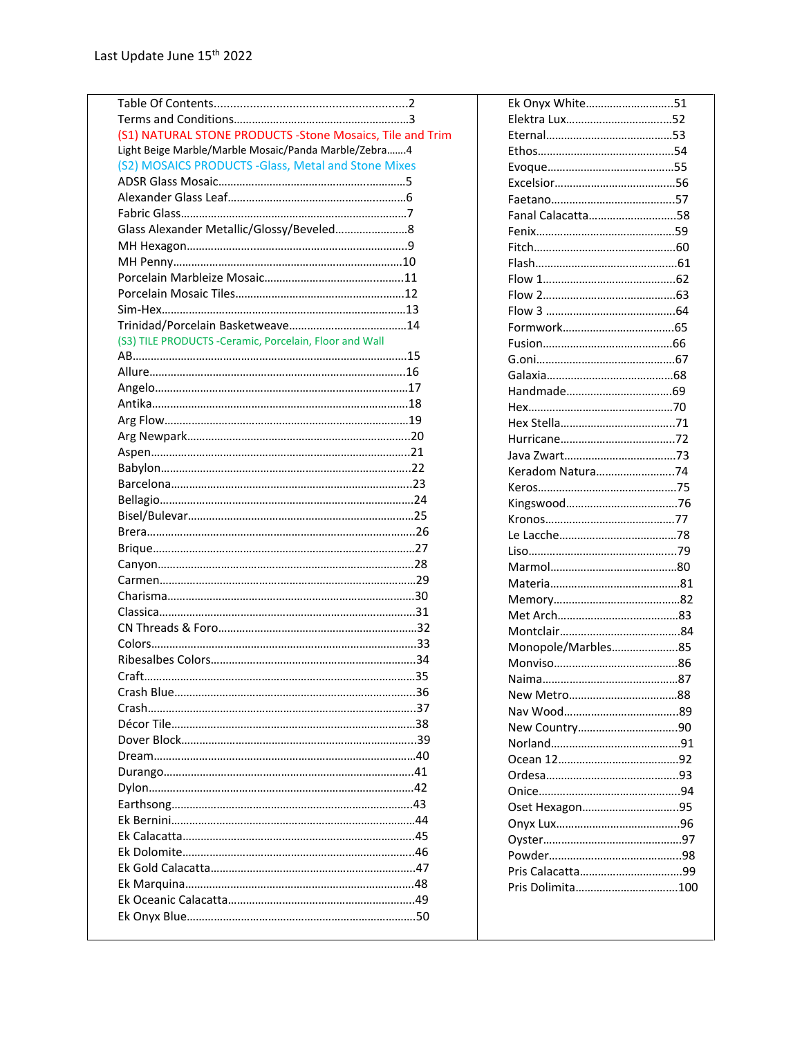Last Update June 15th 2022

Table Of Contents............................................................2
Terms and Conditions.........................................................3
(S1) NATURAL STONE PRODUCTS -Stone Mosaics, Tile and Trim
Light Beige Marble/Marble Mosaic/Panda Marble/Zebra.......4
(S2) MOSAICS PRODUCTS -Glass, Metal and Stone Mixes
ADSR Glass Mosaic............................................................5
Alexander Glass Leaf..........................................................6
Fabric Glass..........................................................................7
Glass Alexander Metallic/Glossy/Beveled........................8
MH Hexagon........................................................................9
MH Penny..........................................................................10
Porcelain Marbleize Mosaic.............................................11
Porcelain Mosaic Tiles.......................................................12
Sim-Hex...............................................................................13
Trinidad/Porcelain Basketweave.......................................14
(S3) TILE PRODUCTS -Ceramic, Porcelain, Floor and Wall
AB.........................................................................................15
Allure...................................................................................16
Angelo..................................................................................17
Antika...................................................................................18
Arg Flow...............................................................................19
Arg Newpark........................................................................20
Aspen....................................................................................21
Babylon.................................................................................22
Barcelona..............................................................................23
Bellagio.................................................................................24
Bisel/Bulevar........................................................................25
Brera.....................................................................................26
Brique....................................................................................27
Canyon..................................................................................28
Carmen..................................................................................29
Charisma...............................................................................30
Classica..................................................................................31
CN Threads & Foro................................................................32
Colors.....................................................................................33
Ribesalbes Colors..................................................................34
Craft........................................................................................35
Crash Blue..............................................................................36
Crash.......................................................................................37
Décor Tile................................................................................38
Dover Block.............................................................................39
Dream......................................................................................40
Durango..................................................................................41
Dylon.......................................................................................42
Earthsong...............................................................................43
Ek Bernini...............................................................................44
Ek Calacatta............................................................................45
Ek Dolomite............................................................................46
Ek Gold Calacatta..................................................................47
Ek Marquina...........................................................................48
Ek Oceanic Calacatta............................................................49
Ek Onyx Blue..........................................................................50
Ek Onyx White............................51
Elektra Lux...................................52
Eternal..........................................53
Ethos.............................................54
Evoque..........................................55
Excelsior........................................56
Faetano.........................................57
Fanal Calacatta.............................58
Fenix..............................................59
Fitch...............................................60
Flash...............................................61
Flow 1............................................62
Flow 2............................................63
Flow 3 ...........................................64
Formwork.....................................65
Fusion............................................66
G.oni..............................................67
Galaxia..........................................68
Handmade...................................69
Hex................................................70
Hex Stella......................................71
Hurricane......................................72
Java Zwart....................................73
Keradom Natura..........................74
Keros..............................................75
Kingswood....................................76
Kronos...........................................77
Le Lacche.......................................78
Liso.................................................79
Marmol..........................................80
Materia...........................................81
Memory..........................................82
Met Arch........................................83
Montclair........................................84
Monopole/Marbles......................85
Monviso.........................................86
Naima.............................................87
New Metro....................................88
Nav Wood......................................89
New Country.................................90
Norland...........................................91
Ocean 12........................................92
Ordesa............................................93
Onice..............................................94
Oset Hexagon................................95
Onyx Lux........................................96
Oyster.............................................97
Powder............................................98
Pris Calacatta.................................99
Pris Dolimita.................................100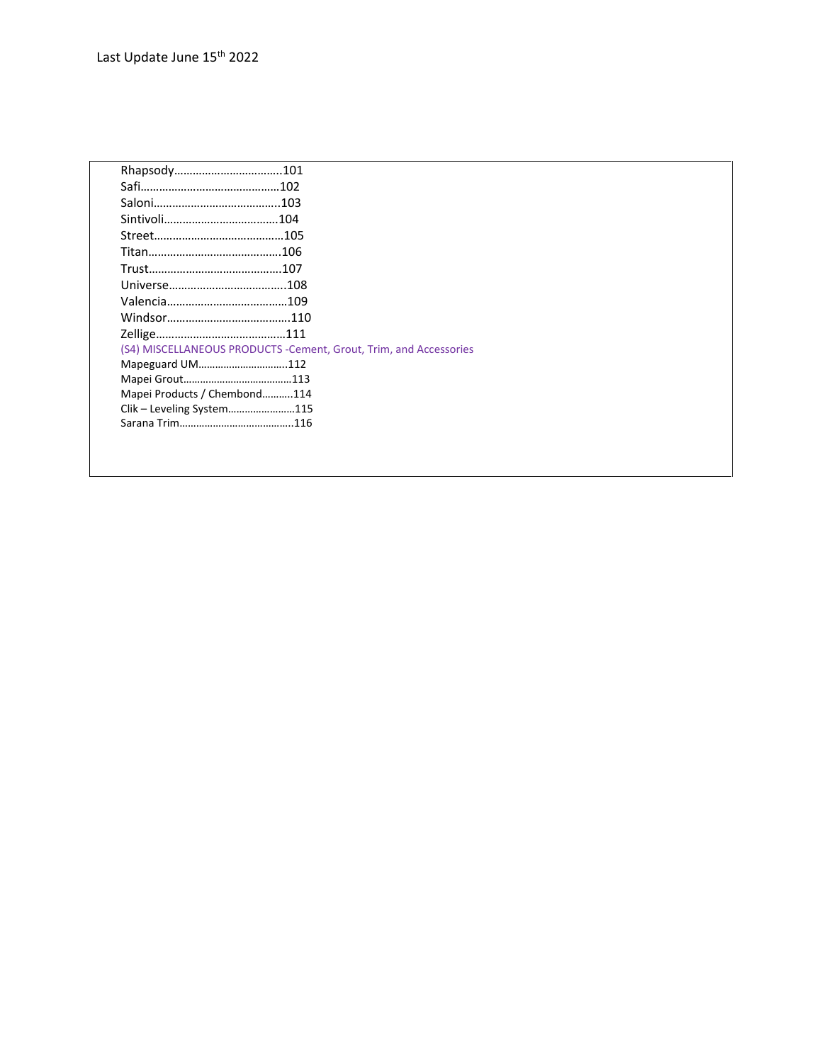Last Update June 15th 2022

Rhapsody……………………………..101
Safi………………………………………102
Saloni…………………………………..103
Sintivoli……………………………….104
Street……………………………………105
Titan…………………………………….106
Trust…………………………………….107
Universe………………………………..108
Valencia………………………………...109
Windsor…………………………………..110
Zellige……………………………………111

(S4) MISCELLANEOUS PRODUCTS -Cement, Grout, Trim, and Accessories

Mapeguard UM…………………………..112
Mapei Grout………………………………..113
Mapei Products / Chembond………..114
Clik – Leveling System……………………115
Sarana Trim…………………………………..116